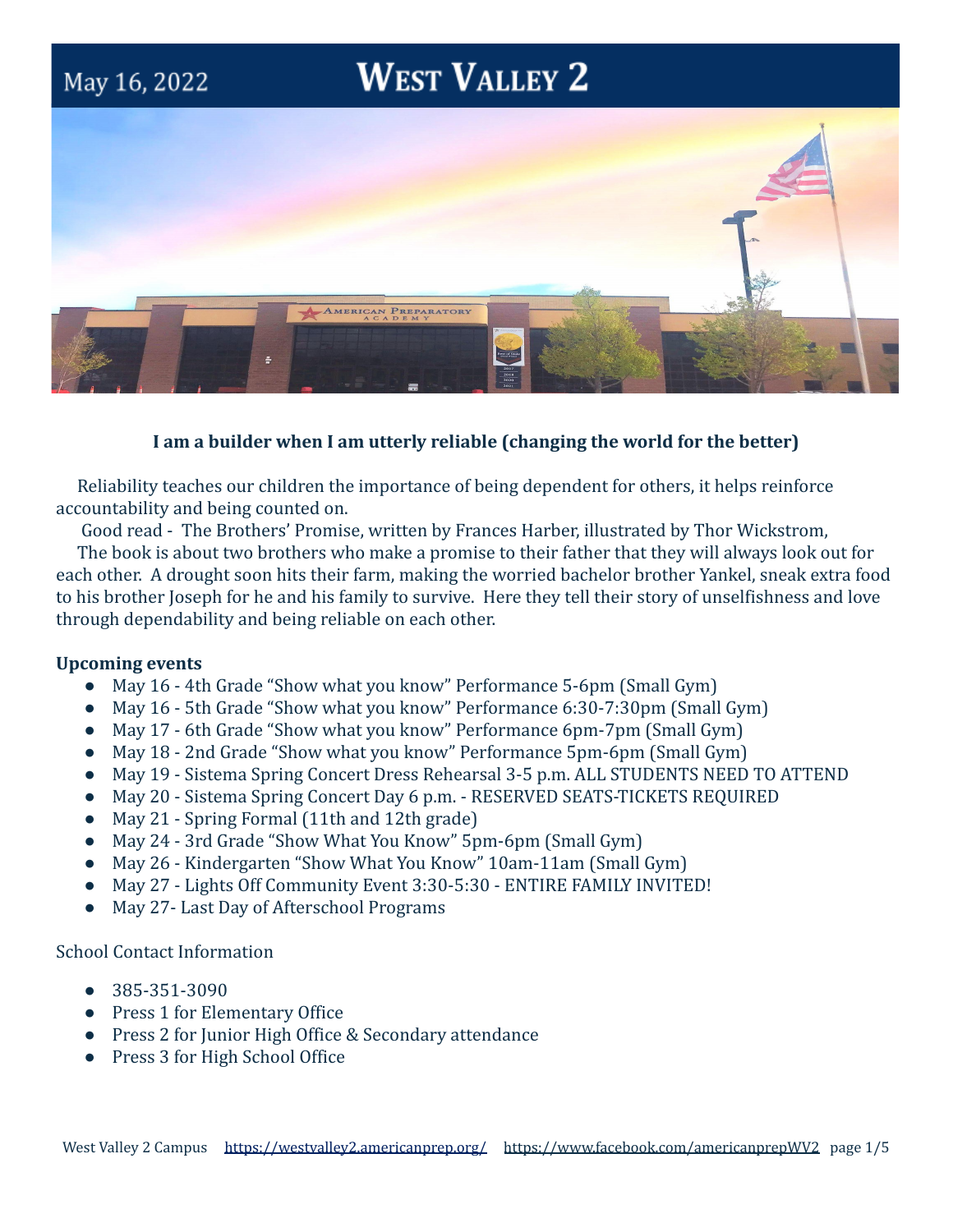May 16, 2022

# West Valley 2

**I am a builder when I am utterly reliable (changing the world for the better)**

Reliability teaches our children the importance of being dependent for others, it helps reinforce accountability and being counted on.

Good read - The Brothers' Promise, written by Frances Harber, illustrated by Thor Wickstrom,

The book is about two brothers who make a promise to their father that they will always look out for each other. A drought soon hits their farm, making the worried bachelor brother Yankel, sneak extra food to his brother Joseph for he and his family to survive. Here they tell their story of unselfishness and love through dependability and being reliable on each other.

**Upcoming events**

- May 16 - 4th Grade "Show what you know" Performance 5-6pm (Small Gym)
- May 16 - 5th Grade "Show what you know" Performance 6:30-7:30pm (Small Gym)
- May 17 - 6th Grade "Show what you know" Performance 6pm-7pm (Small Gym)
- May 18 - 2nd Grade "Show what you know" Performance 5pm-6pm (Small Gym)
- May 19 - Sistema Spring Concert Dress Rehearsal 3-5 p.m. ALL STUDENTS NEED TO ATTEND
- May 20 - Sistema Spring Concert Day 6 p.m. - RESERVED SEATS-TICKETS REQUIRED
- May 21 - Spring Formal (11th and 12th grade)
- May 24 - 3rd Grade "Show What You Know" 5pm-6pm (Small Gym)
- May 26 - Kindergarten "Show What You Know" 10am-11am (Small Gym)
- May 27 - Lights Off Community Event 3:30-5:30 - ENTIRE FAMILY INVITED!
- May 27- Last Day of Afterschool Programs

School Contact Information

- 385-351-3090
- Press 1 for Elementary Office
- Press 2 for Junior High Office & Secondary attendance
- Press 3 for High School Office

West Valley 2 Campus https://westvalley2.americanprep.org/ https://www.facebook.com/americanprepWV2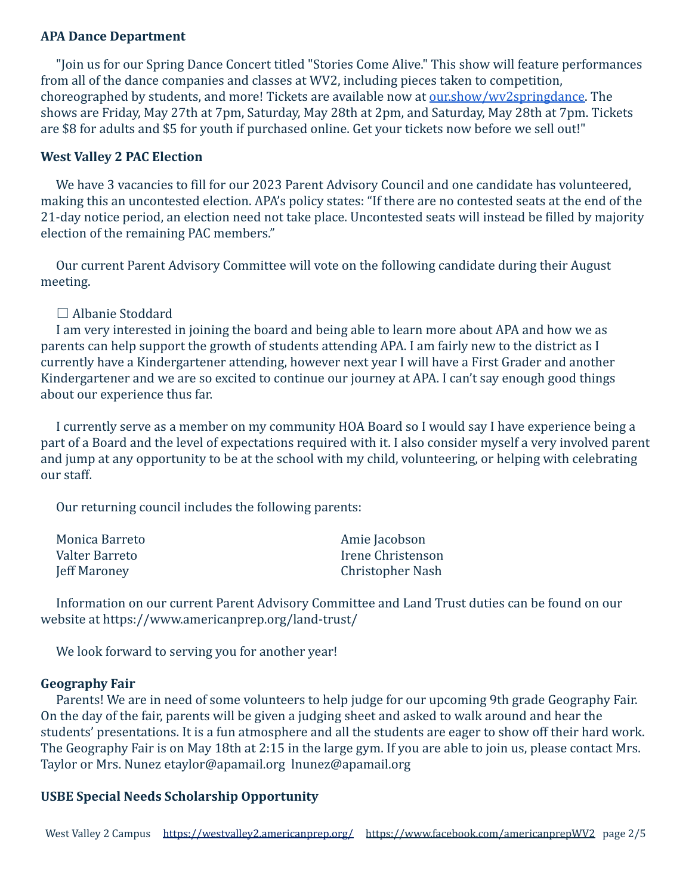**APA Dance Department**

"Join us for our Spring Dance Concert titled "Stories Come Alive." This show will feature performances from all of the dance companies and classes at WV2, including pieces taken to competition, choreographed by students, and more! Tickets are available now at [our.show/wv2springdance](our.show/wv2springdance). The shows are Friday, May 27th at 7pm, Saturday, May 28th at 2pm, and Saturday, May 28th at 7pm. Tickets are $8 for adults and $5 for youth if purchased online. Get your tickets now before we sell out!"

**West Valley 2 PAC Election**

We have 3 vacancies to fill for our 2023 Parent Advisory Council and one candidate has volunteered, making this an uncontested election. APA's policy states: "If there are no contested seats at the end of the 21-day notice period, an election need not take place. Uncontested seats will instead be filled by majority election of the remaining PAC members."

Our current Parent Advisory Committee will vote on the following candidate during their August meeting.

☐ Albanie Stoddard

I am very interested in joining the board and being able to learn more about APA and how we as parents can help support the growth of students attending APA. I am fairly new to the district as I currently have a Kindergartener attending, however next year I will have a First Grader and another Kindergartener and we are so excited to continue our journey at APA. I can't say enough good things about our experience thus far.

I currently serve as a member on my community HOA Board so I would say I have experience being a part of a Board and the level of expectations required with it. I also consider myself a very involved parent and jump at any opportunity to be at the school with my child, volunteering, or helping with celebrating our staff.

Our returning council includes the following parents:

Monica Barreto
Valter Barreto
Jeff Maroney
Amie Jacobson
Irene Christenson
Christopher Nash

Information on our current Parent Advisory Committee and Land Trust duties can be found on our website at https://www.americanprep.org/land-trust/

We look forward to serving you for another year!

**Geography Fair**

Parents! We are in need of some volunteers to help judge for our upcoming 9th grade Geography Fair. On the day of the fair, parents will be given a judging sheet and asked to walk around and hear the students' presentations. It is a fun atmosphere and all the students are eager to show off their hard work. The Geography Fair is on May 18th at 2:15 in the large gym. If you are able to join us, please contact Mrs. Taylor or Mrs. Nunez etaylor@apamail.org lnunez@apamail.org

**USBE Special Needs Scholarship Opportunity**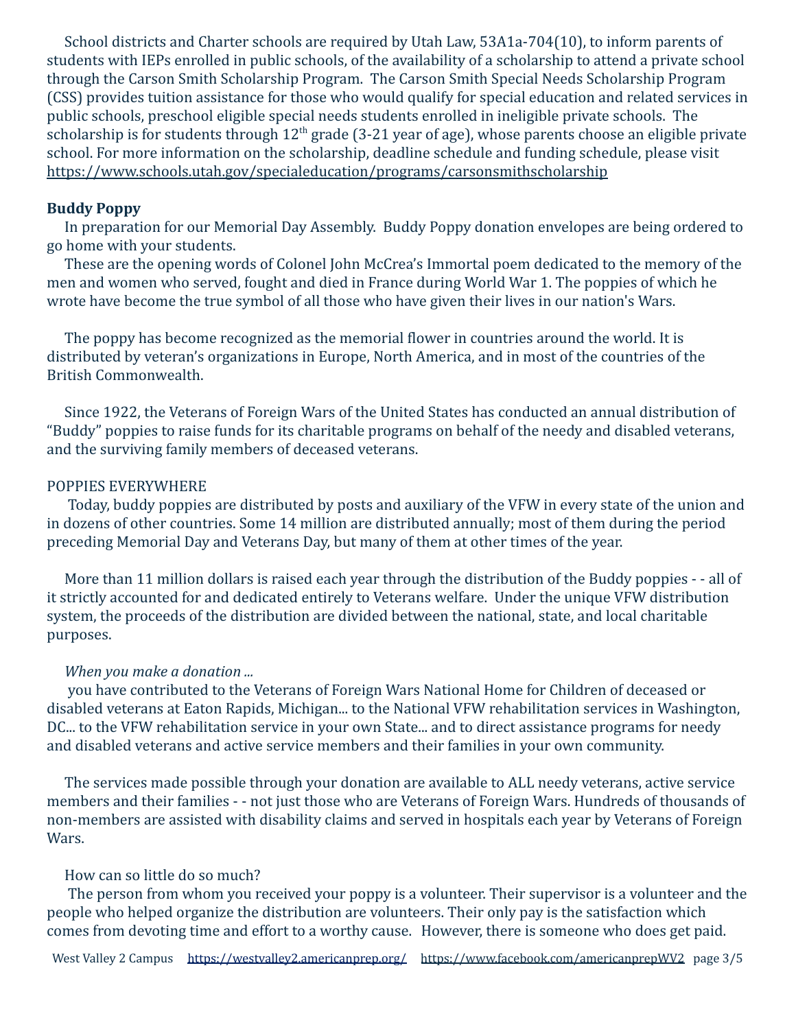School districts and Charter schools are required by Utah Law, 53A1a-704(10), to inform parents of students with IEPs enrolled in public schools, of the availability of a scholarship to attend a private school through the Carson Smith Scholarship Program. The Carson Smith Special Needs Scholarship Program (CSS) provides tuition assistance for those who would qualify for special education and related services in public schools, preschool eligible special needs students enrolled in ineligible private schools. The scholarship is for students through 12th grade (3-21 year of age), whose parents choose an eligible private school. For more information on the scholarship, deadline schedule and funding schedule, please visit https://www.schools.utah.gov/specialeducation/programs/carsonsmithscholarship

**Buddy Poppy**

In preparation for our Memorial Day Assembly. Buddy Poppy donation envelopes are being ordered to go home with your students.

These are the opening words of Colonel John McCrea's Immortal poem dedicated to the memory of the men and women who served, fought and died in France during World War 1. The poppies of which he wrote have become the true symbol of all those who have given their lives in our nation's Wars.

The poppy has become recognized as the memorial flower in countries around the world. It is distributed by veteran's organizations in Europe, North America, and in most of the countries of the British Commonwealth.

Since 1922, the Veterans of Foreign Wars of the United States has conducted an annual distribution of "Buddy" poppies to raise funds for its charitable programs on behalf of the needy and disabled veterans, and the surviving family members of deceased veterans.

POPPIES EVERYWHERE

Today, buddy poppies are distributed by posts and auxiliary of the VFW in every state of the union and in dozens of other countries. Some 14 million are distributed annually; most of them during the period preceding Memorial Day and Veterans Day, but many of them at other times of the year.

More than 11 million dollars is raised each year through the distribution of the Buddy poppies - - all of it strictly accounted for and dedicated entirely to Veterans welfare. Under the unique VFW distribution system, the proceeds of the distribution are divided between the national, state, and local charitable purposes.

*When you make a donation ...*

you have contributed to the Veterans of Foreign Wars National Home for Children of deceased or disabled veterans at Eaton Rapids, Michigan... to the National VFW rehabilitation services in Washington, DC... to the VFW rehabilitation service in your own State... and to direct assistance programs for needy and disabled veterans and active service members and their families in your own community.

The services made possible through your donation are available to ALL needy veterans, active service members and their families - - not just those who are Veterans of Foreign Wars. Hundreds of thousands of non-members are assisted with disability claims and served in hospitals each year by Veterans of Foreign Wars.

How can so little do so much?

The person from whom you received your poppy is a volunteer. Their supervisor is a volunteer and the people who helped organize the distribution are volunteers. Their only pay is the satisfaction which comes from devoting time and effort to a worthy cause. However, there is someone who does get paid.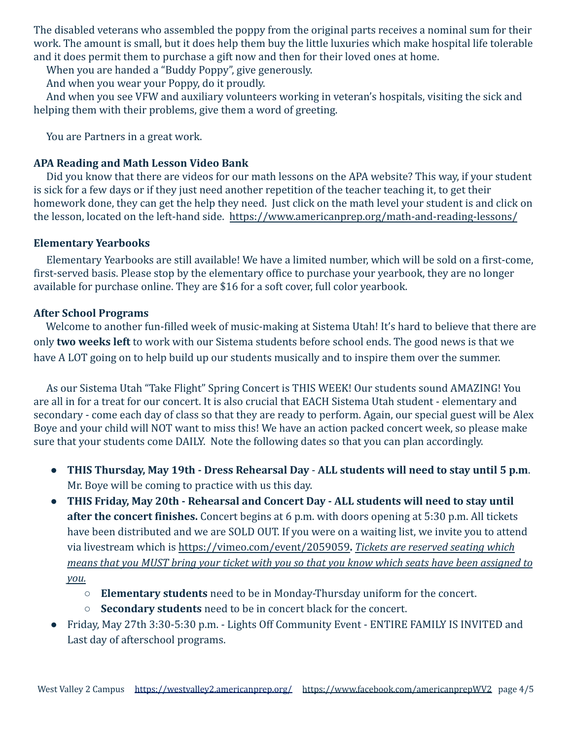The disabled veterans who assembled the poppy from the original parts receives a nominal sum for their work. The amount is small, but it does help them buy the little luxuries which make hospital life tolerable and it does permit them to purchase a gift now and then for their loved ones at home.

When you are handed a "Buddy Poppy", give generously.

And when you wear your Poppy, do it proudly.

And when you see VFW and auxiliary volunteers working in veteran's hospitals, visiting the sick and helping them with their problems, give them a word of greeting.

You are Partners in a great work.

**APA Reading and Math Lesson Video Bank**

Did you know that there are videos for our math lessons on the APA website? This way, if your student is sick for a few days or if they just need another repetition of the teacher teaching it, to get their homework done, they can get the help they need. Just click on the math level your student is and click on the lesson, located on the left-hand side. https://www.americanprep.org/math-and-reading-lessons/

**Elementary Yearbooks**

Elementary Yearbooks are still available! We have a limited number, which will be sold on a first-come, first-served basis. Please stop by the elementary office to purchase your yearbook, they are no longer available for purchase online. They are $16 for a soft cover, full color yearbook.

**After School Programs**

Welcome to another fun-filled week of music-making at Sistema Utah! It's hard to believe that there are only **two weeks left** to work with our Sistema students before school ends. The good news is that we have A LOT going on to help build up our students musically and to inspire them over the summer.

As our Sistema Utah "Take Flight" Spring Concert is THIS WEEK! Our students sound AMAZING! You are all in for a treat for our concert. It is also crucial that EACH Sistema Utah student - elementary and secondary - come each day of class so that they are ready to perform. Again, our special guest will be Alex Boye and your child will NOT want to miss this! We have an action packed concert week, so please make sure that your students come DAILY. Note the following dates so that you can plan accordingly.

- **THIS Thursday, May 19th - Dress Rehearsal Day - ALL students will need to stay until 5 p.m**. Mr. Boye will be coming to practice with us this day.
- **THIS Friday, May 20th - Rehearsal and Concert Day - ALL students will need to stay until after the concert finishes.** Concert begins at 6 p.m. with doors opening at 5:30 p.m. All tickets have been distributed and we are SOLD OUT. If you were on a waiting list, we invite you to attend via livestream which is https://vimeo.com/event/2059059**.** *Tickets are reserved seating which means that you MUST bring your ticket with you so that you know which seats have been assigned to you.*
  - **Elementary students** need to be in Monday-Thursday uniform for the concert.
  - **Secondary students** need to be in concert black for the concert.
- Friday, May 27th 3:30-5:30 p.m. - Lights Off Community Event - ENTIRE FAMILY IS INVITED and Last day of afterschool programs.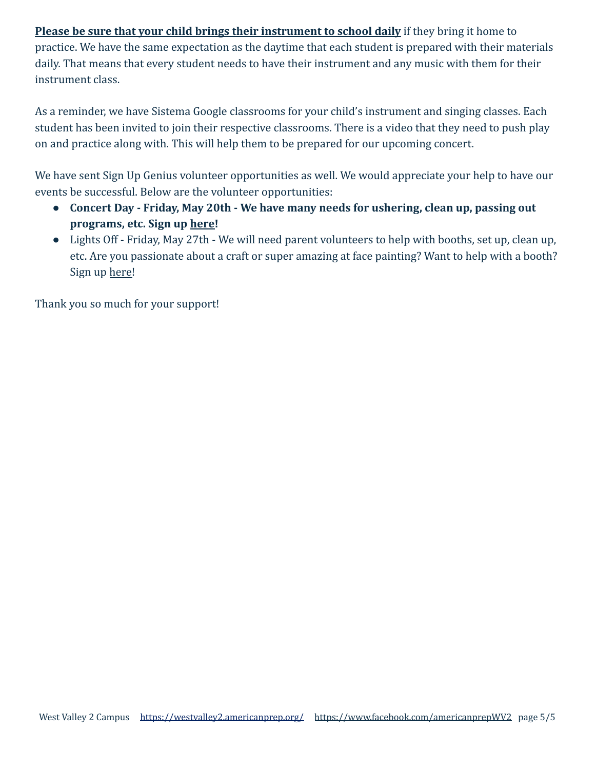**Please be sure that your child brings their instrument to school daily** if they bring it home to practice. We have the same expectation as the daytime that each student is prepared with their materials daily. That means that every student needs to have their instrument and any music with them for their instrument class.

As a reminder, we have Sistema Google classrooms for your child's instrument and singing classes. Each student has been invited to join their respective classrooms. There is a video that they need to push play on and practice along with. This will help them to be prepared for our upcoming concert.

We have sent Sign Up Genius volunteer opportunities as well. We would appreciate your help to have our events be successful. Below are the volunteer opportunities:

- **Concert Day - Friday, May 20th - We have many needs for ushering, clean up, passing out programs, etc. Sign up here!**
- Lights Off - Friday, May 27th - We will need parent volunteers to help with booths, set up, clean up, etc. Are you passionate about a craft or super amazing at face painting? Want to help with a booth? Sign up here!

Thank you so much for your support!